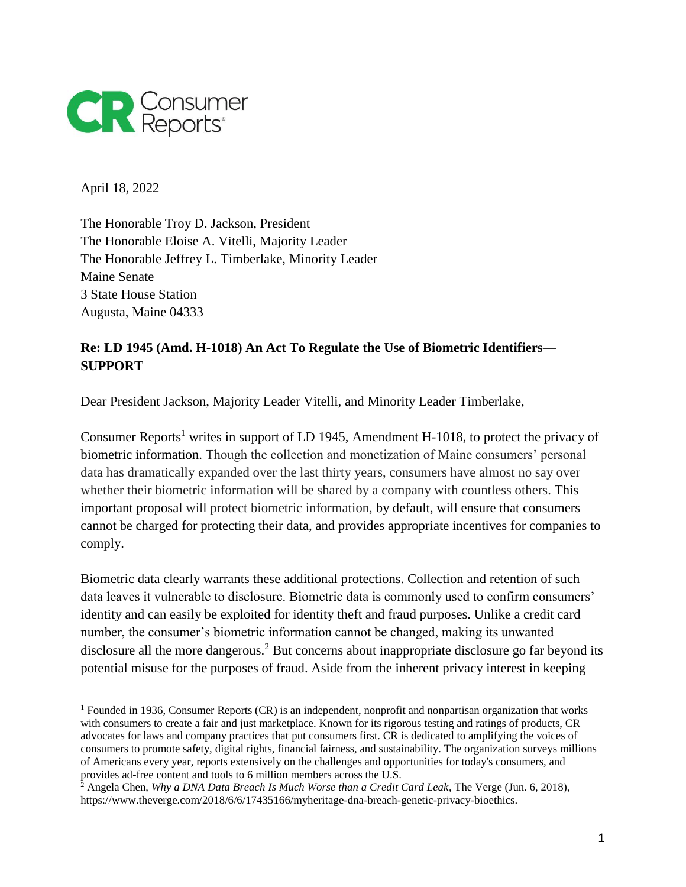Consumer Reports

April 18, 2022

The Honorable Troy D. Jackson, President
The Honorable Eloise A. Vitelli, Majority Leader
The Honorable Jeffrey L. Timberlake, Minority Leader
Maine Senate
3 State House Station
Augusta, Maine 04333

**Re: LD 1945 (Amd. H-1018) An Act To Regulate the Use of Biometric Identifiers— SUPPORT**

Dear President Jackson, Majority Leader Vitelli, and Minority Leader Timberlake,

Consumer Reports[1] writes in support of LD 1945, Amendment H-1018, to protect the privacy of biometric information. Though the collection and monetization of Maine consumers' personal data has dramatically expanded over the last thirty years, consumers have almost no say over whether their biometric information will be shared by a company with countless others. This important proposal will protect biometric information, by default, will ensure that consumers cannot be charged for protecting their data, and provides appropriate incentives for companies to comply.

Biometric data clearly warrants these additional protections. Collection and retention of such data leaves it vulnerable to disclosure. Biometric data is commonly used to confirm consumers' identity and can easily be exploited for identity theft and fraud purposes. Unlike a credit card number, the consumer's biometric information cannot be changed, making its unwanted disclosure all the more dangerous.[2] But concerns about inappropriate disclosure go far beyond its potential misuse for the purposes of fraud. Aside from the inherent privacy interest in keeping

---

[1] Founded in 1936, Consumer Reports (CR) is an independent, nonprofit and nonpartisan organization that works with consumers to create a fair and just marketplace. Known for its rigorous testing and ratings of products, CR advocates for laws and company practices that put consumers first. CR is dedicated to amplifying the voices of consumers to promote safety, digital rights, financial fairness, and sustainability. The organization surveys millions of Americans every year, reports extensively on the challenges and opportunities for today's consumers, and provides ad-free content and tools to 6 million members across the U.S.

[2] Angela Chen, *Why a DNA Data Breach Is Much Worse than a Credit Card Leak*, The Verge (Jun. 6, 2018), https://www.theverge.com/2018/6/6/17435166/myheritage-dna-breach-genetic-privacy-bioethics.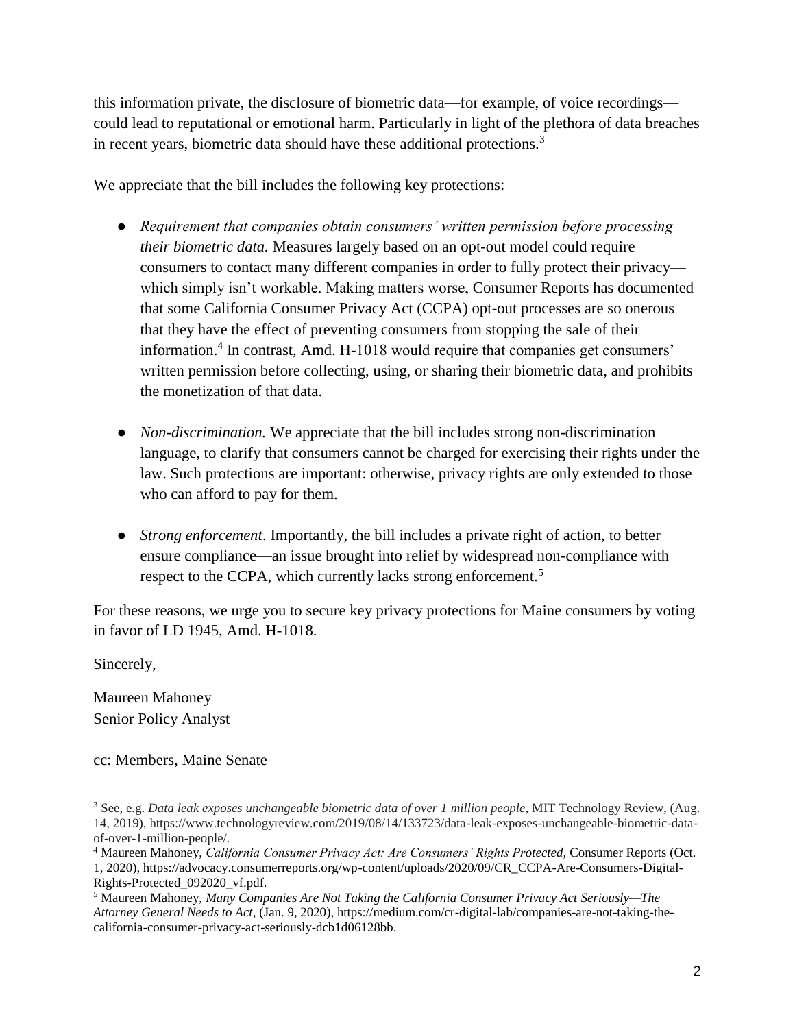this information private, the disclosure of biometric data—for example, of voice recordings—could lead to reputational or emotional harm. Particularly in light of the plethora of data breaches in recent years, biometric data should have these additional protections.[3]

We appreciate that the bill includes the following key protections:

- *Requirement that companies obtain consumers' written permission before processing their biometric data.* Measures largely based on an opt-out model could require consumers to contact many different companies in order to fully protect their privacy—which simply isn't workable. Making matters worse, Consumer Reports has documented that some California Consumer Privacy Act (CCPA) opt-out processes are so onerous that they have the effect of preventing consumers from stopping the sale of their information.[4] In contrast, Amd. H-1018 would require that companies get consumers' written permission before collecting, using, or sharing their biometric data, and prohibits the monetization of that data.

- *Non-discrimination.* We appreciate that the bill includes strong non-discrimination language, to clarify that consumers cannot be charged for exercising their rights under the law. Such protections are important: otherwise, privacy rights are only extended to those who can afford to pay for them.

- *Strong enforcement*. Importantly, the bill includes a private right of action, to better ensure compliance—an issue brought into relief by widespread non-compliance with respect to the CCPA, which currently lacks strong enforcement.[5]

For these reasons, we urge you to secure key privacy protections for Maine consumers by voting in favor of LD 1945, Amd. H-1018.

Sincerely,

Maureen Mahoney
Senior Policy Analyst

cc: Members, Maine Senate

---

[3] See, e.g. *Data leak exposes unchangeable biometric data of over 1 million people*, MIT Technology Review, (Aug. 14, 2019), https://www.technologyreview.com/2019/08/14/133723/data-leak-exposes-unchangeable-biometric-data-of-over-1-million-people/.

[4] Maureen Mahoney, *California Consumer Privacy Act: Are Consumers' Rights Protected,* Consumer Reports (Oct. 1, 2020), https://advocacy.consumerreports.org/wp-content/uploads/2020/09/CR_CCPA-Are-Consumers-Digital-Rights-Protected_092020_vf.pdf.

[5] Maureen Mahoney, *Many Companies Are Not Taking the California Consumer Privacy Act Seriously—The Attorney General Needs to Act*, (Jan. 9, 2020), https://medium.com/cr-digital-lab/companies-are-not-taking-the-california-consumer-privacy-act-seriously-dcb1d06128bb.